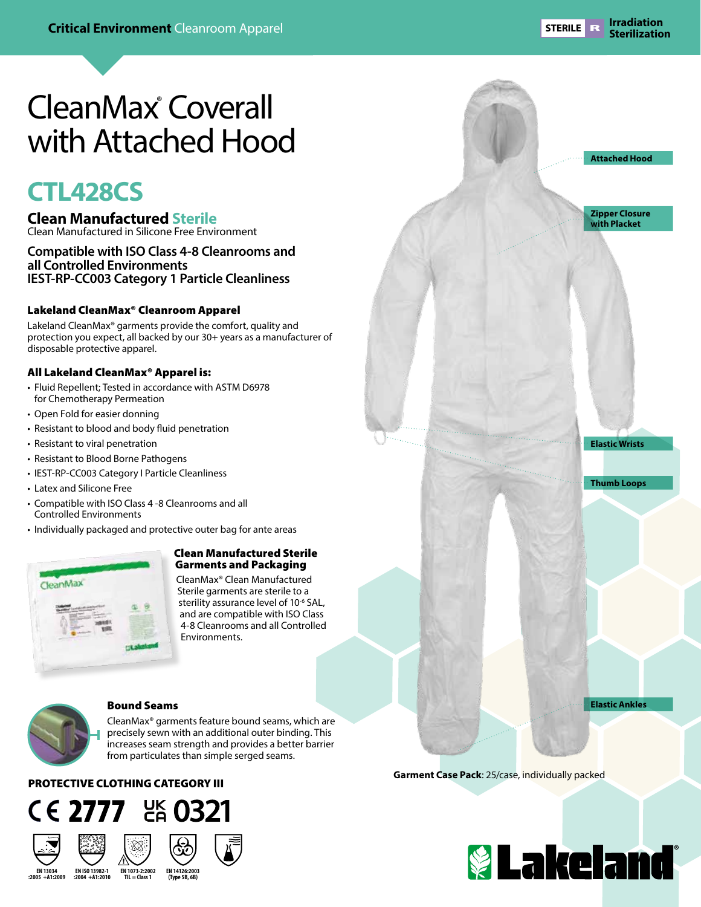Critical Environment Cleanroom Apparel

STERILE R Irradiation Sterilization

# CleanMax® Coverall with Attached Hood

## CTL428CS

### Clean Manufactured Sterile

Clean Manufactured in Silicone Free Environment

### Compatible with ISO Class 4-8 Cleanrooms and all Controlled Environments
### IEST-RP-CC003 Category 1 Particle Cleanliness

#### Lakeland CleanMax® Cleanroom Apparel

Lakeland CleanMax® garments provide the comfort, quality and protection you expect, all backed by our 30+ years as a manufacturer of disposable protective apparel.

#### All Lakeland CleanMax® Apparel is:

- Fluid Repellent; Tested in accordance with ASTM D6978 for Chemotherapy Permeation
- Open Fold for easier donning
- Resistant to blood and body fluid penetration
- Resistant to viral penetration
- Resistant to Blood Borne Pathogens
- IEST-RP-CC003 Category I Particle Cleanliness
- Latex and Silicone Free
- Compatible with ISO Class 4 -8 Cleanrooms and all Controlled Environments
- Individually packaged and protective outer bag for ante areas

#### Clean Manufactured Sterile Garments and Packaging

CleanMax® Clean Manufactured Sterile garments are sterile to a sterility assurance level of $10^{-6}$ SAL, and are compatible with ISO Class 4-8 Cleanrooms and all Controlled Environments.

#### Bound Seams

CleanMax® garments feature bound seams, which are precisely sewn with an additional outer binding. This increases seam strength and provides a better barrier from particulates than simple serged seams.

Attached Hood

Zipper Closure with Placket

Elastic Wrists

Thumb Loops

Elastic Ankles

**Garment Case Pack**: 25/case, individually packed

**PROTECTIVE CLOTHING CATEGORY III**

CE 2777 UKCA 0321

EN 13034:2005 +A1:2009 | EN ISO 13982-1:2004 +A1:2010 | EN 1073-2:2002 TIL = Class 1 | EN 14126:2003 (Type 5B, 6B)

Lakeland®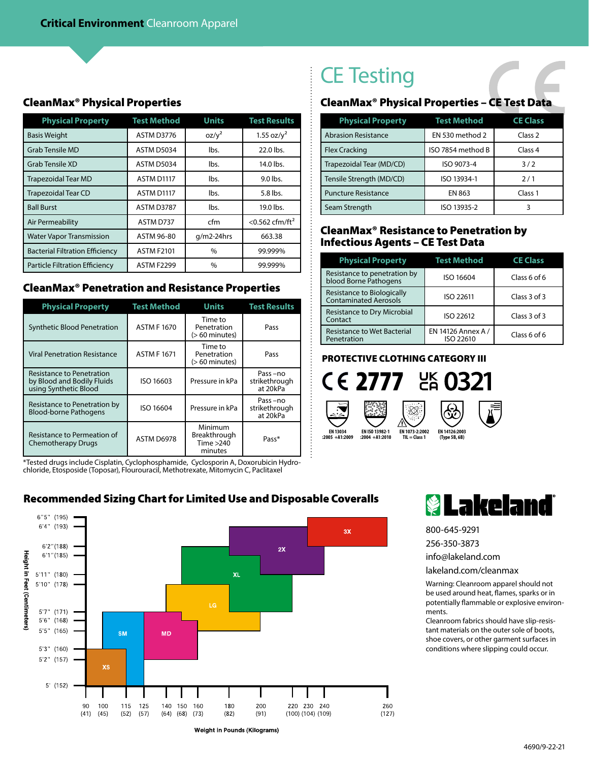## Critical Environment Cleanroom Apparel

### CleanMax® Physical Properties

| Physical Property | Test Method | Units | Test Results |
|---|---|---|---|
| Basis Weight | ASTM D3776 | $oz/y^2$ | 1.55 $oz/y^2$ |
| Grab Tensile MD | ASTM D5034 | lbs. | 22.0 lbs. |
| Grab Tensile XD | ASTM D5034 | lbs. | 14.0 lbs. |
| Trapezoidal Tear MD | ASTM D1117 | lbs. | 9.0 lbs. |
| Trapezoidal Tear CD | ASTM D1117 | lbs. | 5.8 lbs. |
| Ball Burst | ASTM D3787 | lbs. | 19.0 lbs. |
| Air Permeability | ASTM D737 | cfm | <0.562 $cfm/ft^2$ |
| Water Vapor Transmission | ASTM 96-80 | g/m2-24hrs | 663.38 |
| Bacterial Filtration Efficiency | ASTM F2101 | % | 99.999% |
| Particle Filtration Efficiency | ASTM F2299 | % | 99.999% |

### CleanMax® Penetration and Resistance Properties

| Physical Property | Test Method | Units | Test Results |
|---|---|---|---|
| Synthetic Blood Penetration | ASTM F 1670 | Time to Penetration (> 60 minutes) | Pass |
| Viral Penetration Resistance | ASTM F 1671 | Time to Penetration (> 60 minutes) | Pass |
| Resistance to Penetration by Blood and Bodily Fluids using Synthetic Blood | ISO 16603 | Pressure in kPa | Pass –no strikethrough at 20kPa |
| Resistance to Penetration by Blood-borne Pathogens | ISO 16604 | Pressure in kPa | Pass –no strikethrough at 20kPa |
| Resistance to Permeation of Chemotherapy Drugs | ASTM D6978 | Minimum Breakthrough Time >240 minutes | Pass* |

*Tested drugs include Cisplatin, Cyclophosphamide, Cyclosporin A, Doxorubicin Hydrochloride, Etosposide (Toposar), Flourouracil, Methotrexate, Mitomycin C, Paclitaxel

## CE Testing

### CleanMax® Physical Properties – CE Test Data

| Physical Property | Test Method | CE Class |
|---|---|---|
| Abrasion Resistance | EN 530 method 2 | Class 2 |
| Flex Cracking | ISO 7854 method B | Class 4 |
| Trapezoidal Tear (MD/CD) | ISO 9073-4 | 3 / 2 |
| Tensile Strength (MD/CD) | ISO 13934-1 | 2 / 1 |
| Puncture Resistance | EN 863 | Class 1 |
| Seam Strength | ISO 13935-2 | 3 |

### CleanMax® Resistance to Penetration by Infectious Agents – CE Test Data

| Physical Property | Test Method | CE Class |
|---|---|---|
| Resistance to penetration by blood Borne Pathogens | ISO 16604 | Class 6 of 6 |
| Resistance to Biologically Contaminated Aerosols | ISO 22611 | Class 3 of 3 |
| Resistance to Dry Microbial Contact | ISO 22612 | Class 3 of 3 |
| Resistance to Wet Bacterial Penetration | EN 14126 Annex A / ISO 22610 | Class 6 of 6 |

**PROTECTIVE CLOTHING CATEGORY III**

CE 2777 UKCA 0321

EN 13034 :2005 +A1:2009
EN ISO 13982-1 :2004 +A1:2010
EN 1073-2:2002 TIL = Class 1
EN 14126:2003 (Type 5B, 6B)

### Recommended Sizing Chart for Limited Use and Disposable Coveralls

Height in Feet (Centimeters)

6'5" (195)
6'4" (193)
6'2" (188)
6'1" (185)
5'11" (180)
5'10" (178)
5'7" (171)
5'6" (168)
5'5" (165)
5'3" (160)
5'2" (157)
5' (152)

XS
SM
MD
LG
XL
2X
3X

90 (41)
100 (45)
115 (52)
125 (57)
140 (64)
150 (68)
160 (73)
180 (82)
200 (91)
220 (100)
230 (104)
240 (109)
260 (127)

Weight in Pounds (Kilograms)

**Lakeland®**

800-645-9291
256-350-3873
info@lakeland.com
lakeland.com/cleanmax

Warning: Cleanroom apparel should not be used around heat, flames, sparks or in potentially flammable or explosive environments.
Cleanroom fabrics should have slip-resistant materials on the outer sole of boots, shoe covers, or other garment surfaces in conditions where slipping could occur.

4690/9-22-21